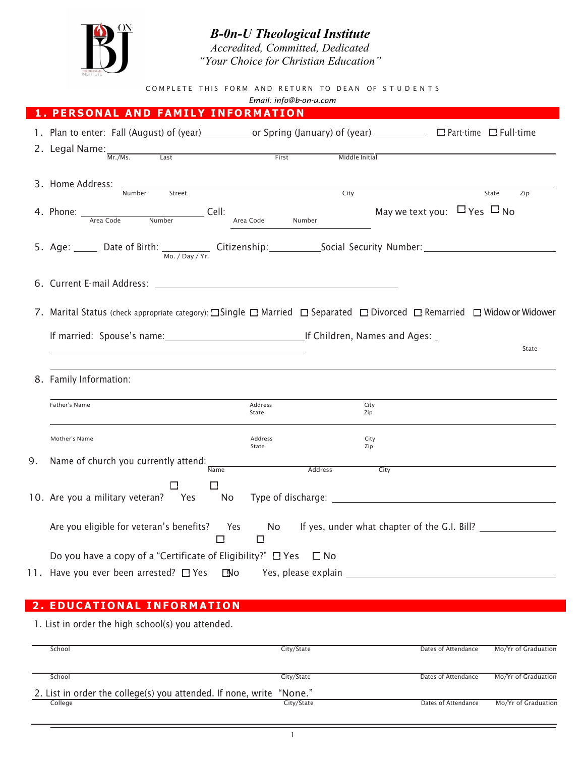# *B-0n-U Theological Institute*

*Accredited, Committed, Dedicated*

*"Your Choice for Christian Education"*

COMPLETE THIS FORM AND RETURN TO DEAN OF STUDENTS

*Email: info@b-on-u.com*

## 1. PERSONAL AND FAMILY INFORMATION

1. Plan to enter: Fall (August) of (year)__________ or Spring (January) of (year) __________ ☐ Part-time ☐ Full-time

2. Legal Name: ______________________________________________
   Mr./Ms. Last First Middle Initial

3. Home Address: ______________________________________________
   Number Street City State Zip

4. Phone: ______________________ Cell: ______________________ May we text you: ☐ Yes ☐ No
   Area Code Number Area Code Number

5. Age: _____ Date of Birth: _________ Citizenship:__________ Social Security Number: ______________________
   Mo. / Day / Yr.

6. Current E-mail Address: ______________________________________________

7. Marital Status (check appropriate category): ☐ Single ☐ Married ☐ Separated ☐ Divorced ☐ Remarried ☐ Widow or Widower

   If married: Spouse's name: ______________________________ If Children, Names and Ages: _

   State

8. Family Information:

   ______________________________________________
   Father's Name Address City State Zip

   ______________________________________________
   Mother's Name Address City State Zip

9. Name of church you currently attend: ______________________________________________
   Name Address City

10. Are you a military veteran? ☐ Yes ☐ No Type of discharge: ______________________

    Are you eligible for veteran's benefits? ☐ Yes ☐ No If yes, under what chapter of the G.I. Bill? ______________

    Do you have a copy of a "Certificate of Eligibility?" ☐ Yes ☐ No

11. Have you ever been arrested? ☐ Yes ☐ No Yes, please explain ______________________

## 2. EDUCATIONAL INFORMATION

1. List in order the high school(s) you attended.

| School | City/State | Dates of Attendance | Mo/Yr of Graduation |
|---|---|---|---|
| School | City/State | Dates of Attendance | Mo/Yr of Graduation |

2. List in order the college(s) you attended. If none, write "None."

| College | City/State | Dates of Attendance | Mo/Yr of Graduation |
|---|---|---|---|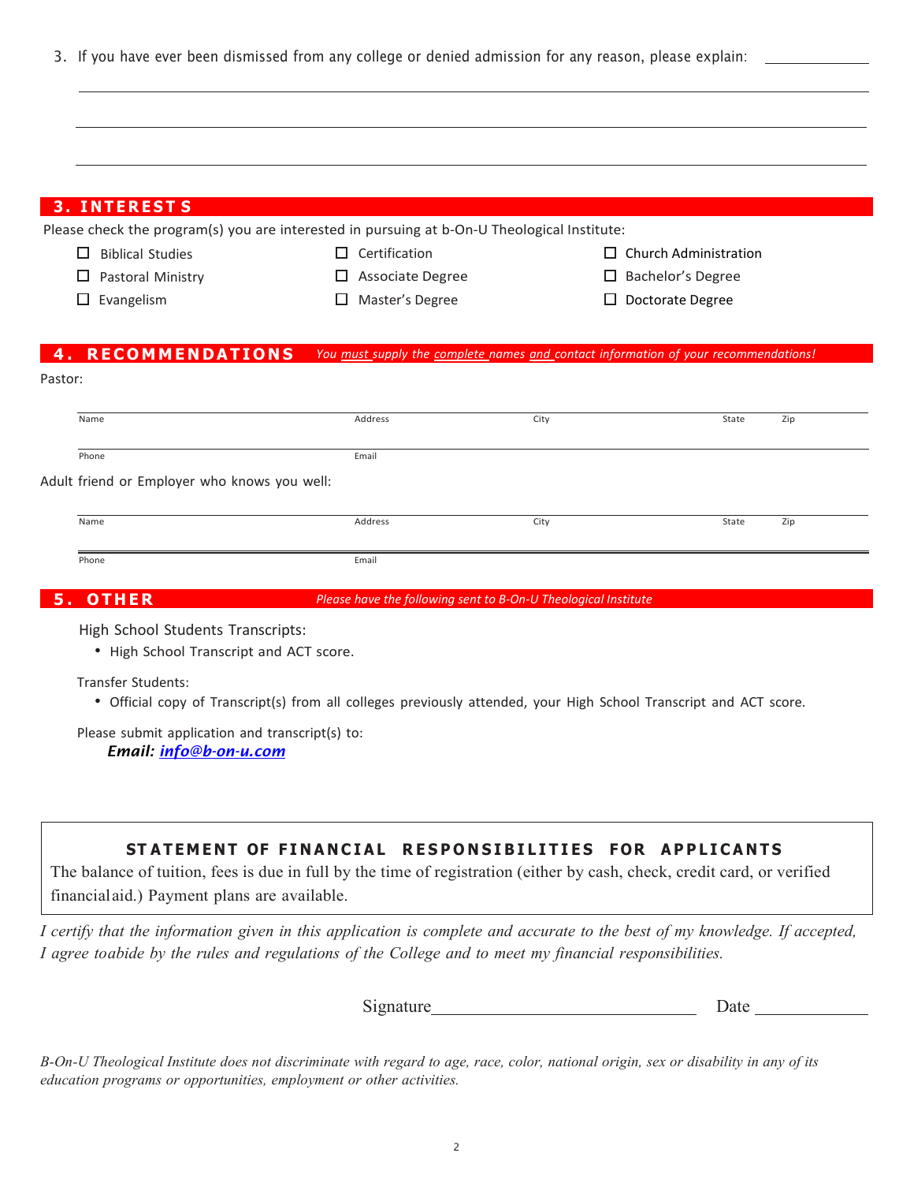3. If you have ever been dismissed from any college or denied admission for any reason, please explain: ____________

_______________________________________________

_______________________________________________

_______________________________________________

## 3. INTEREST S

Please check the program(s) you are interested in pursuing at b-On-U Theological Institute:

- ☐ Biblical Studies
- ☐ Pastoral Ministry
- ☐ Evangelism
- ☐ Certification
- ☐ Associate Degree
- ☐ Master's Degree
- ☐ Church Administration
- ☐ Bachelor's Degree
- ☐ Doctorate Degree

## 4. RECOMMENDATIONS

*You must supply the complete names and contact information of your recommendations!*

Pastor:

| Name | Address | City | State | Zip |
|---|---|---|---|---|
| | | | | |

| Phone | Email |
|---|---|
| | |

Adult friend or Employer who knows you well:

| Name | Address | City | State | Zip |
|---|---|---|---|---|
| | | | | |

| Phone | Email |
|---|---|
| | |

## 5. OTHER

*Please have the following sent to B-On-U Theological Institute*

High School Students Transcripts:

- High School Transcript and ACT score.

Transfer Students:

- Official copy of Transcript(s) from all colleges previously attended, your High School Transcript and ACT score.

Please submit application and transcript(s) to:

***Email: info@b-on-u.com***

### STATEMENT OF FINANCIAL RESPONSIBILITIES FOR APPLICANTS

The balance of tuition, fees is due in full by the time of registration (either by cash, check, credit card, or verified financialaid.) Payment plans are available.

*I certify that the information given in this application is complete and accurate to the best of my knowledge. If accepted, I agree toabide by the rules and regulations of the College and to meet my financial responsibilities.*

Signature________________________ Date __________

*B-On-U Theological Institute does not discriminate with regard to age, race, color, national origin, sex or disability in any of its education programs or opportunities, employment or other activities.*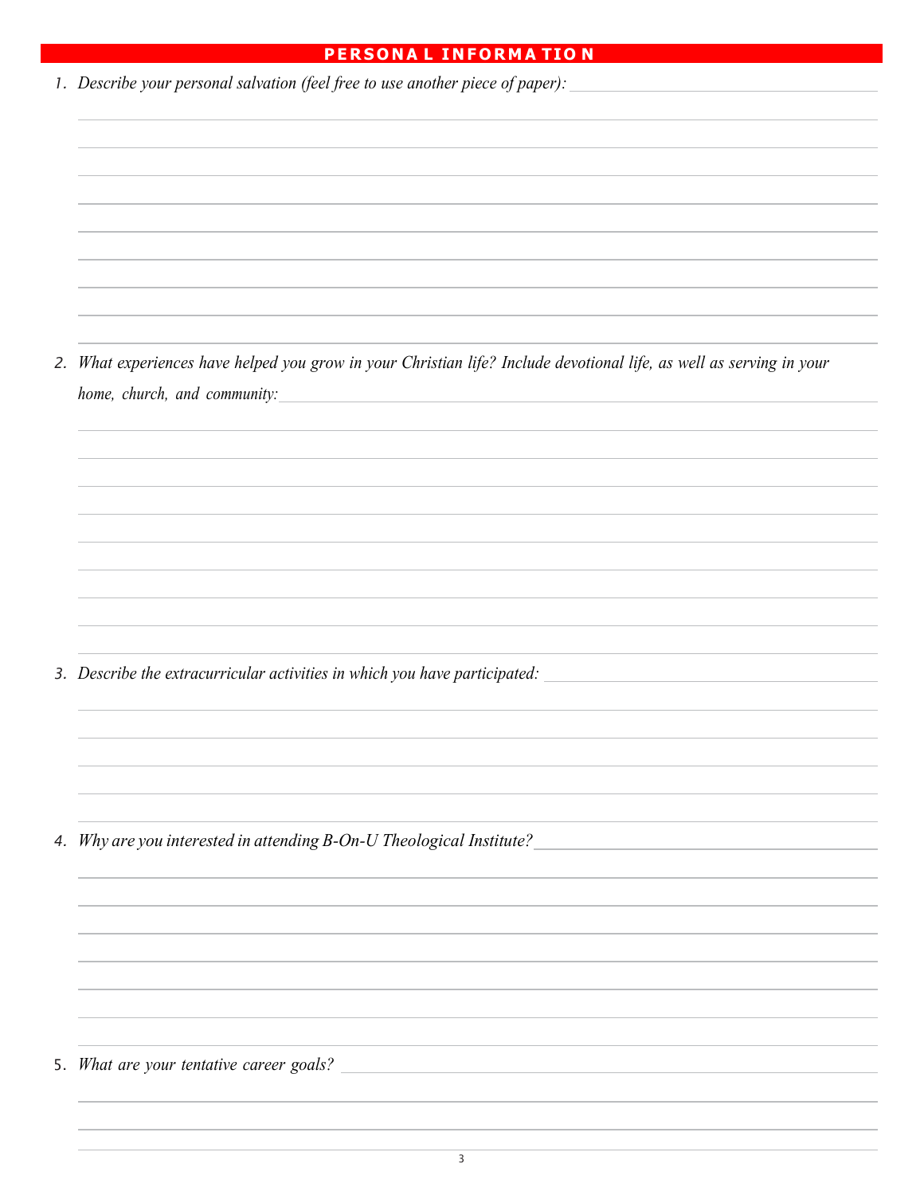## PERSONAL INFORMATION

1. *Describe your personal salvation (feel free to use another piece of paper):*

2. *What experiences have helped you grow in your Christian life? Include devotional life, as well as serving in your home, church, and community:*

3. *Describe the extracurricular activities in which you have participated:*

4. *Why are you interested in attending B-On-U Theological Institute?*

5. *What are your tentative career goals?*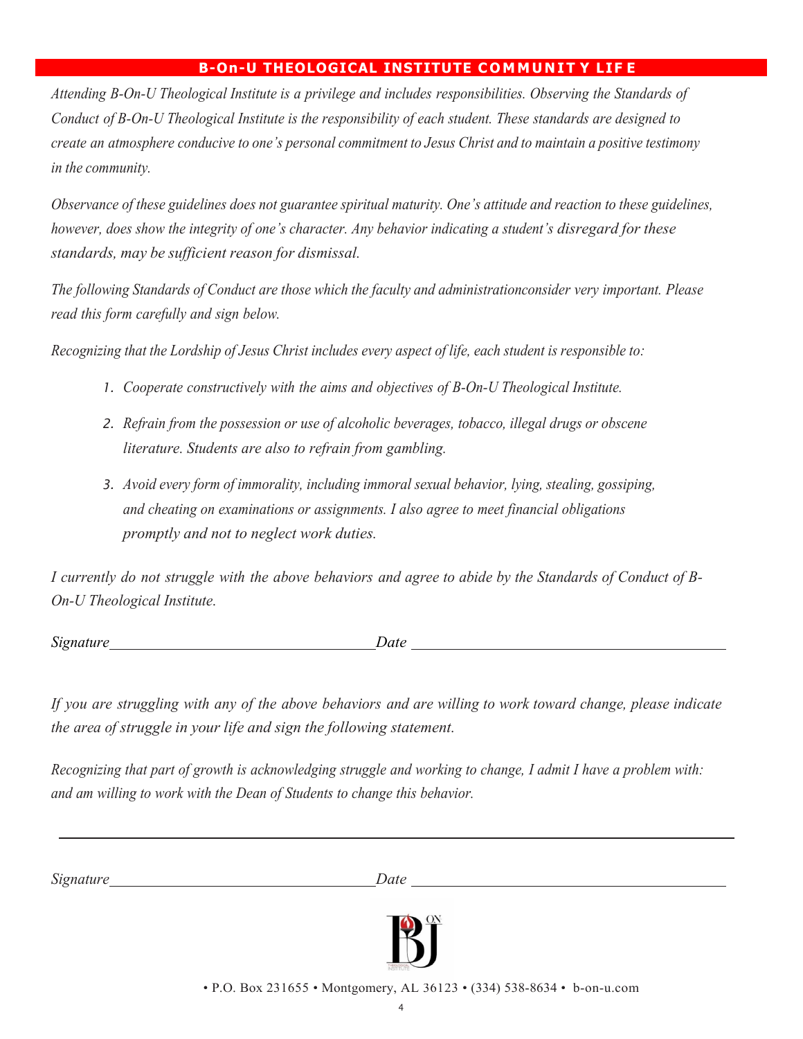## B-On-U THEOLOGICAL INSTITUTE COMMUNITY LIFE

*Attending B-On-U Theological Institute is a privilege and includes responsibilities. Observing the Standards of Conduct of B-On-U Theological Institute is the responsibility of each student. These standards are designed to create an atmosphere conducive to one's personal commitment to Jesus Christ and to maintain a positive testimony in the community.*

*Observance of these guidelines does not guarantee spiritual maturity. One's attitude and reaction to these guidelines, however, does show the integrity of one's character. Any behavior indicating a student's disregard for these standards, may be sufficient reason for dismissal.*

*The following Standards of Conduct are those which the faculty and administrationconsider very important. Please read this form carefully and sign below.*

*Recognizing that the Lordship of Jesus Christ includes every aspect of life, each student is responsible to:*

1. *Cooperate constructively with the aims and objectives of B-On-U Theological Institute.*
2. *Refrain from the possession or use of alcoholic beverages, tobacco, illegal drugs or obscene literature. Students are also to refrain from gambling.*
3. *Avoid every form of immorality, including immoral sexual behavior, lying, stealing, gossiping, and cheating on examinations or assignments. I also agree to meet financial obligations promptly and not to neglect work duties.*

*I currently do not struggle with the above behaviors and agree to abide by the Standards of Conduct of B-On-U Theological Institute.*

*Signature*\_\_\_\_\_\_\_\_\_\_\_\_\_\_\_\_\_\_\_\_\_\_\_\_\_\_\_\_\_\_\_\_*Date* \_\_\_\_\_\_\_\_\_\_\_\_\_\_\_\_\_\_\_\_\_\_\_\_\_\_\_\_\_\_\_\_

*If you are struggling with any of the above behaviors and are willing to work toward change, please indicate the area of struggle in your life and sign the following statement.*

*Recognizing that part of growth is acknowledging struggle and working to change, I admit I have a problem with: and am willing to work with the Dean of Students to change this behavior.*

\_\_\_\_\_\_\_\_\_\_\_\_\_\_\_\_\_\_\_\_\_\_\_\_\_\_\_\_\_\_\_\_\_\_\_\_\_\_\_\_\_\_\_\_\_\_\_\_\_\_\_\_\_\_\_\_\_\_\_\_\_\_\_\_\_\_

*Signature*\_\_\_\_\_\_\_\_\_\_\_\_\_\_\_\_\_\_\_\_\_\_\_\_\_\_\_\_\_\_\_\_*Date* \_\_\_\_\_\_\_\_\_\_\_\_\_\_\_\_\_\_\_\_\_\_\_\_\_\_\_\_\_\_\_\_

• P.O. Box 231655 • Montgomery, AL 36123 • (334) 538-8634 • b-on-u.com